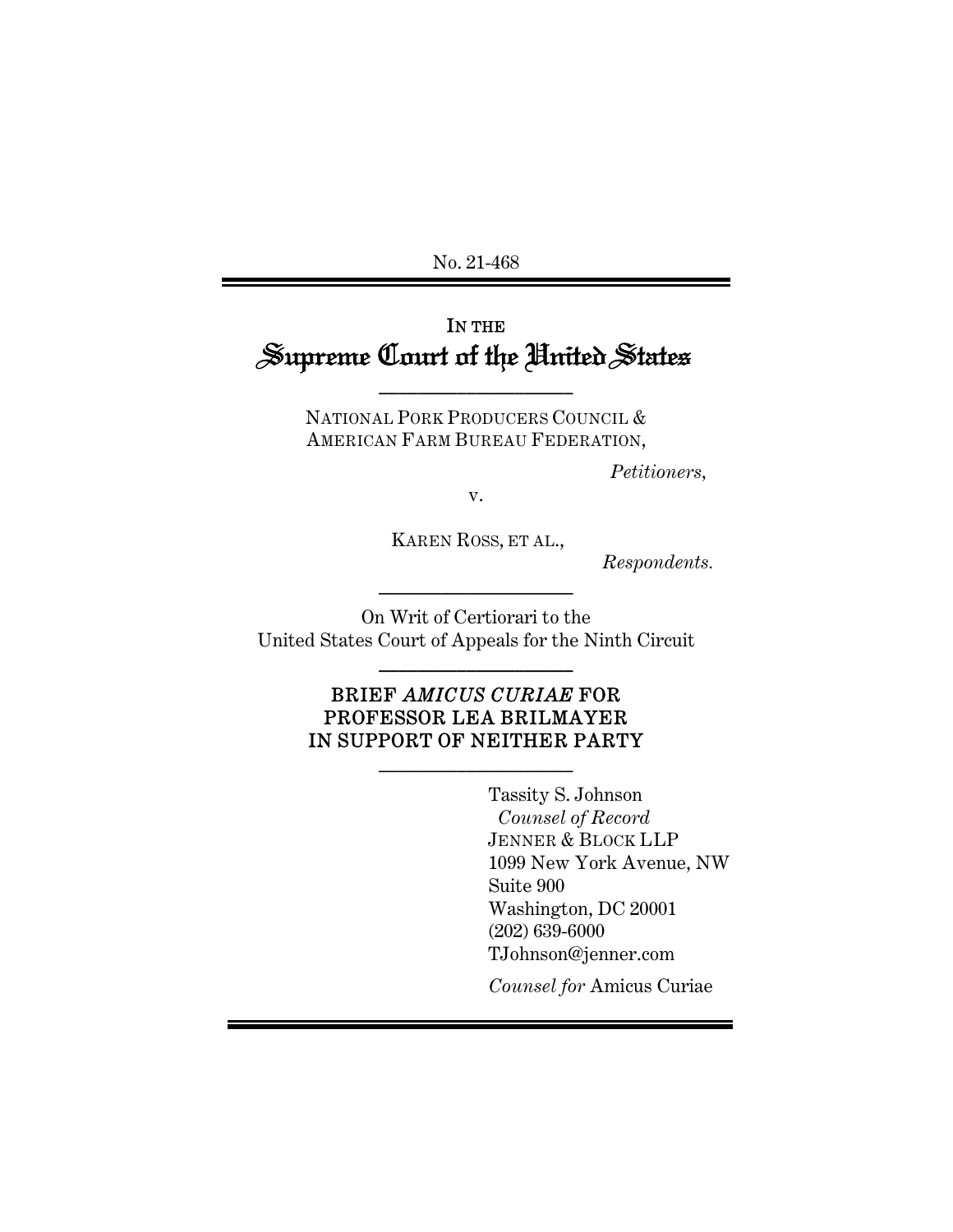No. 21-468

IN THE

# Supreme Court of the United States

---

NATIONAL PORK PRODUCERS COUNCIL & AMERICAN FARM BUREAU FEDERATION,

*Petitioners*,

v.

KAREN ROSS, ET AL.,

*Respondents*.

---

On Writ of Certiorari to the United States Court of Appeals for the Ninth Circuit

---

## BRIEF *AMICUS CURIAE* FOR PROFESSOR LEA BRILMAYER IN SUPPORT OF NEITHER PARTY

---

Tassity S. Johnson
*Counsel of Record*
JENNER & BLOCK LLP
1099 New York Avenue, NW
Suite 900
Washington, DC 20001
(202) 639-6000
TJohnson@jenner.com

*Counsel for* Amicus Curiae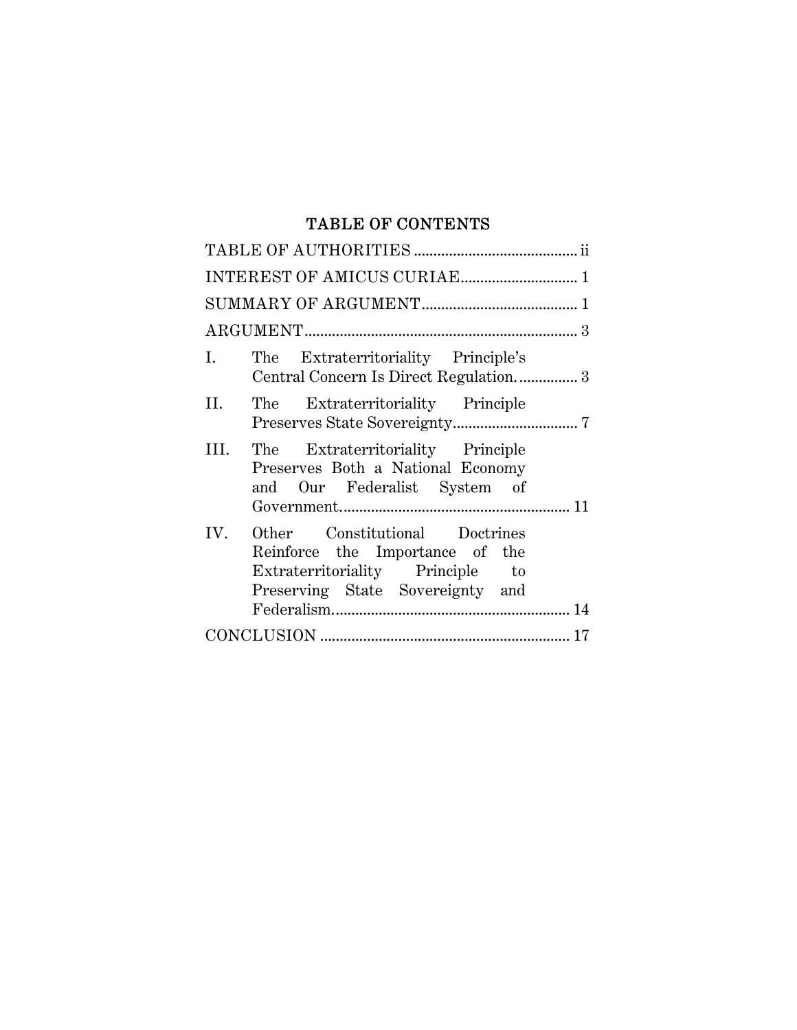# TABLE OF CONTENTS

TABLE OF AUTHORITIES .......................................... ii

INTEREST OF AMICUS CURIAE............................. 1

SUMMARY OF ARGUMENT........................................ 1

ARGUMENT...................................................................... 3

I. The Extraterritoriality Principle's Central Concern Is Direct Regulation. ............... 3

II. The Extraterritoriality Principle Preserves State Sovereignty................................ 7

III. The Extraterritoriality Principle Preserves Both a National Economy and Our Federalist System of Government.......................................................... 11

IV. Other Constitutional Doctrines Reinforce the Importance of the Extraterritoriality Principle to Preserving State Sovereignty and Federalism............................................................ 14

CONCLUSION ............................................................... 17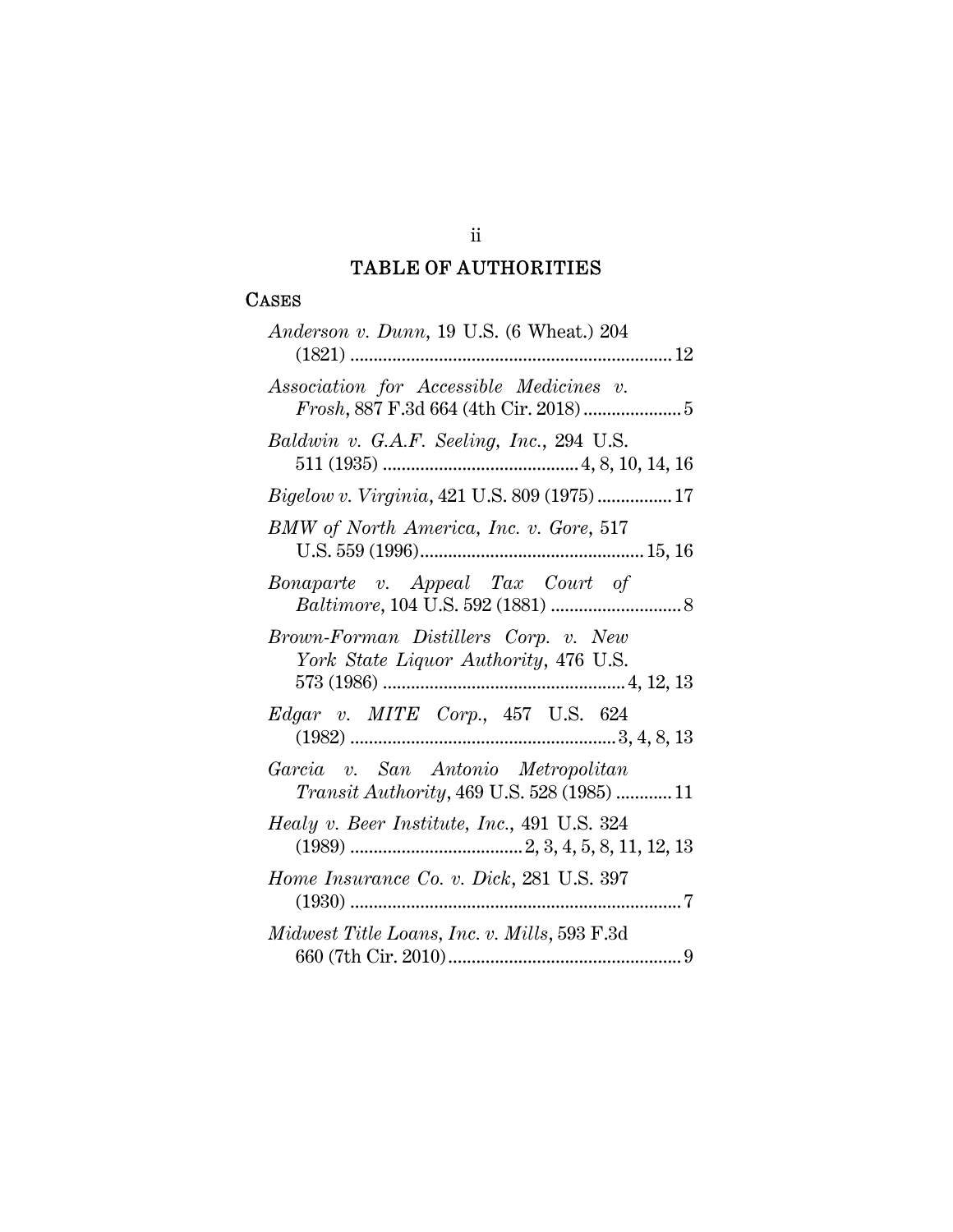## TABLE OF AUTHORITIES

### CASES

*Anderson v. Dunn*, 19 U.S. (6 Wheat.) 204 (1821) .................................................................... 12

*Association for Accessible Medicines v. Frosh*, 887 F.3d 664 (4th Cir. 2018) ..................... 5

*Baldwin v. G.A.F. Seeling, Inc.*, 294 U.S. 511 (1935) .......................................... 4, 8, 10, 14, 16

*Bigelow v. Virginia*, 421 U.S. 809 (1975) ................ 17

*BMW of North America, Inc. v. Gore*, 517 U.S. 559 (1996) ................................................ 15, 16

*Bonaparte v. Appeal Tax Court of Baltimore*, 104 U.S. 592 (1881) ............................ 8

*Brown-Forman Distillers Corp. v. New York State Liquor Authority*, 476 U.S. 573 (1986) .................................................... 4, 12, 13

*Edgar v. MITE Corp.*, 457 U.S. 624 (1982) ......................................................... 3, 4, 8, 13

*Garcia v. San Antonio Metropolitan Transit Authority*, 469 U.S. 528 (1985) ............ 11

*Healy v. Beer Institute, Inc.*, 491 U.S. 324 (1989) ..................................... 2, 3, 4, 5, 8, 11, 12, 13

*Home Insurance Co. v. Dick*, 281 U.S. 397 (1930) ....................................................................... 7

*Midwest Title Loans, Inc. v. Mills*, 593 F.3d 660 (7th Cir. 2010) .................................................. 9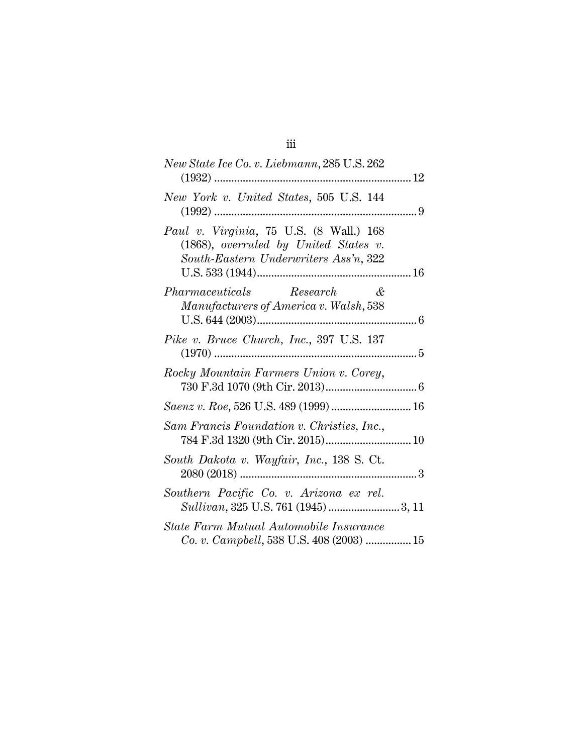*New State Ice Co. v. Liebmann*, 285 U.S. 262 (1932) ..................................................................... 12

*New York v. United States*, 505 U.S. 144 (1992) ....................................................................... 9

*Paul v. Virginia*, 75 U.S. (8 Wall.) 168 (1868), *overruled by United States v. South-Eastern Underwriters Ass'n*, 322 U.S. 533 (1944)...................................................... 16

*Pharmaceuticals Research & Manufacturers of America v. Walsh*, 538 U.S. 644 (2003)........................................................ 6

*Pike v. Bruce Church, Inc.*, 397 U.S. 137 (1970) ....................................................................... 5

*Rocky Mountain Farmers Union v. Corey*, 730 F.3d 1070 (9th Cir. 2013)................................ 6

*Saenz v. Roe*, 526 U.S. 489 (1999) ............................ 16

*Sam Francis Foundation v. Christies, Inc.*, 784 F.3d 1320 (9th Cir. 2015).............................. 10

*South Dakota v. Wayfair, Inc.*, 138 S. Ct. 2080 (2018) .............................................................. 3

*Southern Pacific Co. v. Arizona ex rel. Sullivan*, 325 U.S. 761 (1945) ......................... 3, 11

*State Farm Mutual Automobile Insurance Co. v. Campbell*, 538 U.S. 408 (2003) ................ 15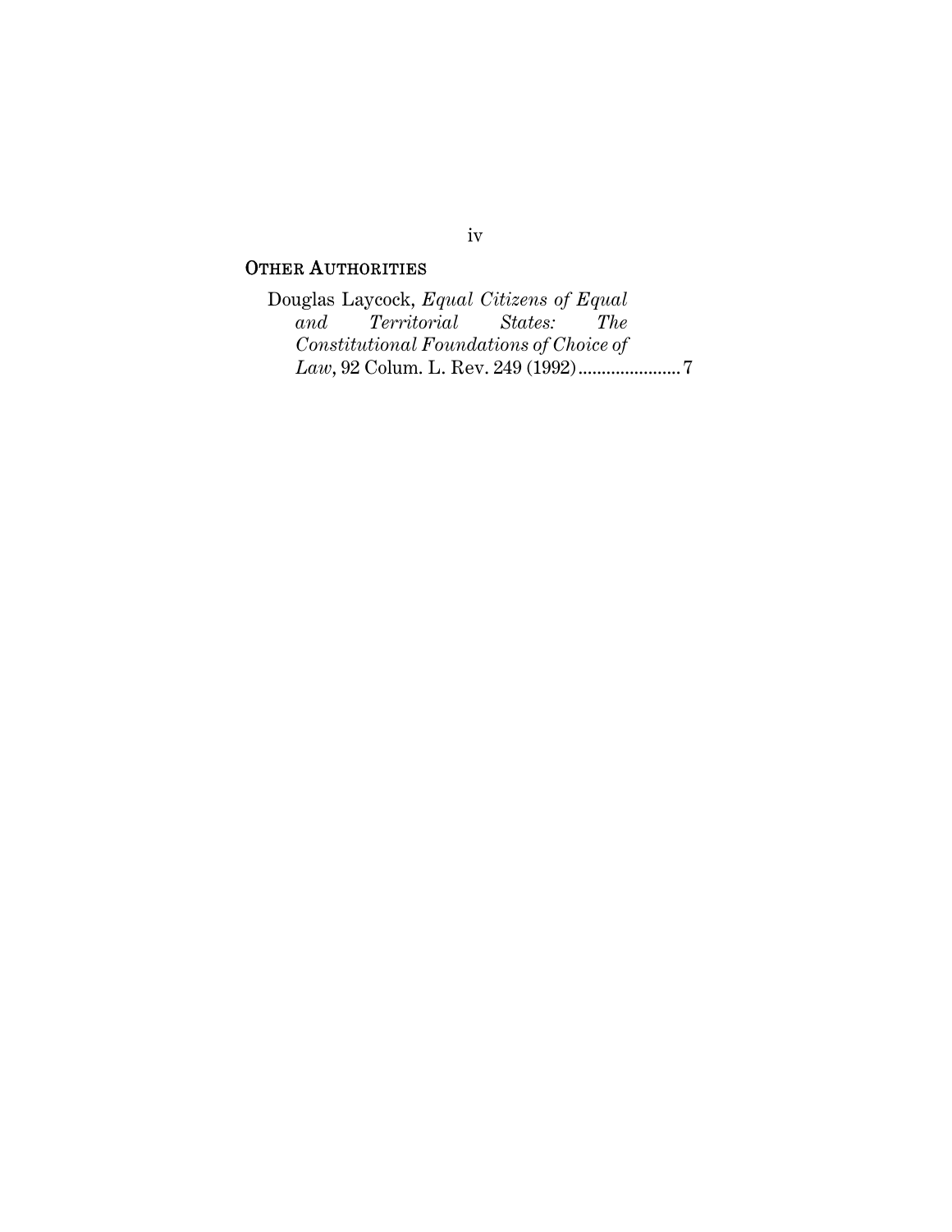## OTHER AUTHORITIES

Douglas Laycock, *Equal Citizens of Equal and Territorial States: The Constitutional Foundations of Choice of Law*, 92 Colum. L. Rev. 249 (1992) ...................... 7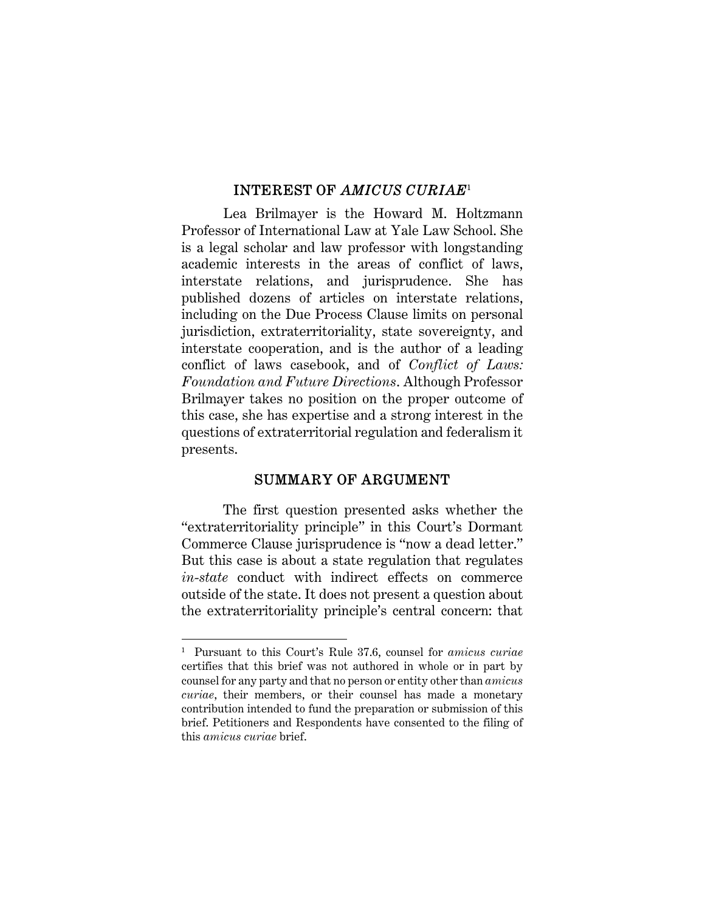## INTEREST OF *AMICUS CURIAE*[1]

Lea Brilmayer is the Howard M. Holtzmann Professor of International Law at Yale Law School. She is a legal scholar and law professor with longstanding academic interests in the areas of conflict of laws, interstate relations, and jurisprudence. She has published dozens of articles on interstate relations, including on the Due Process Clause limits on personal jurisdiction, extraterritoriality, state sovereignty, and interstate cooperation, and is the author of a leading conflict of laws casebook, and of *Conflict of Laws: Foundation and Future Directions*. Although Professor Brilmayer takes no position on the proper outcome of this case, she has expertise and a strong interest in the questions of extraterritorial regulation and federalism it presents.

## SUMMARY OF ARGUMENT

The first question presented asks whether the "extraterritoriality principle" in this Court's Dormant Commerce Clause jurisprudence is "now a dead letter." But this case is about a state regulation that regulates *in-state* conduct with indirect effects on commerce outside of the state. It does not present a question about the extraterritoriality principle's central concern: that

---

[1] Pursuant to this Court's Rule 37.6, counsel for *amicus curiae* certifies that this brief was not authored in whole or in part by counsel for any party and that no person or entity other than *amicus curiae*, their members, or their counsel has made a monetary contribution intended to fund the preparation or submission of this brief. Petitioners and Respondents have consented to the filing of this *amicus curiae* brief.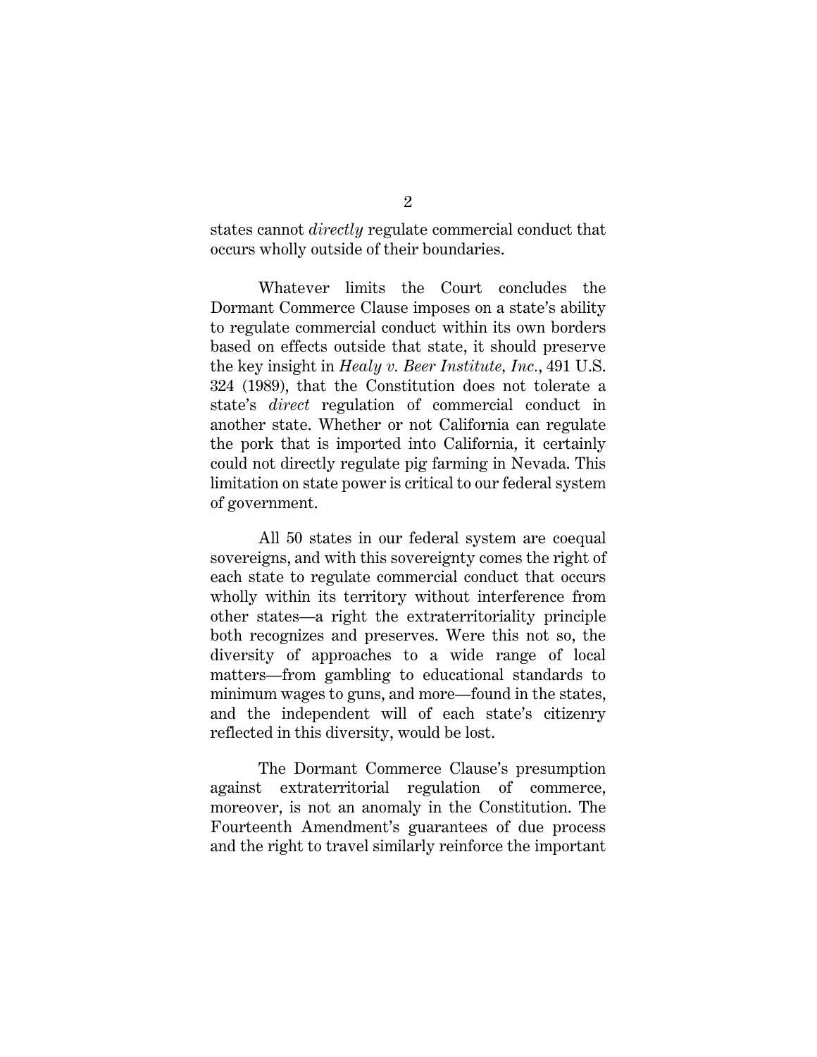states cannot *directly* regulate commercial conduct that occurs wholly outside of their boundaries.

Whatever limits the Court concludes the Dormant Commerce Clause imposes on a state's ability to regulate commercial conduct within its own borders based on effects outside that state, it should preserve the key insight in *Healy v. Beer Institute, Inc.*, 491 U.S. 324 (1989), that the Constitution does not tolerate a state's *direct* regulation of commercial conduct in another state. Whether or not California can regulate the pork that is imported into California, it certainly could not directly regulate pig farming in Nevada. This limitation on state power is critical to our federal system of government.

All 50 states in our federal system are coequal sovereigns, and with this sovereignty comes the right of each state to regulate commercial conduct that occurs wholly within its territory without interference from other states—a right the extraterritoriality principle both recognizes and preserves. Were this not so, the diversity of approaches to a wide range of local matters—from gambling to educational standards to minimum wages to guns, and more—found in the states, and the independent will of each state's citizenry reflected in this diversity, would be lost.

The Dormant Commerce Clause's presumption against extraterritorial regulation of commerce, moreover, is not an anomaly in the Constitution. The Fourteenth Amendment's guarantees of due process and the right to travel similarly reinforce the important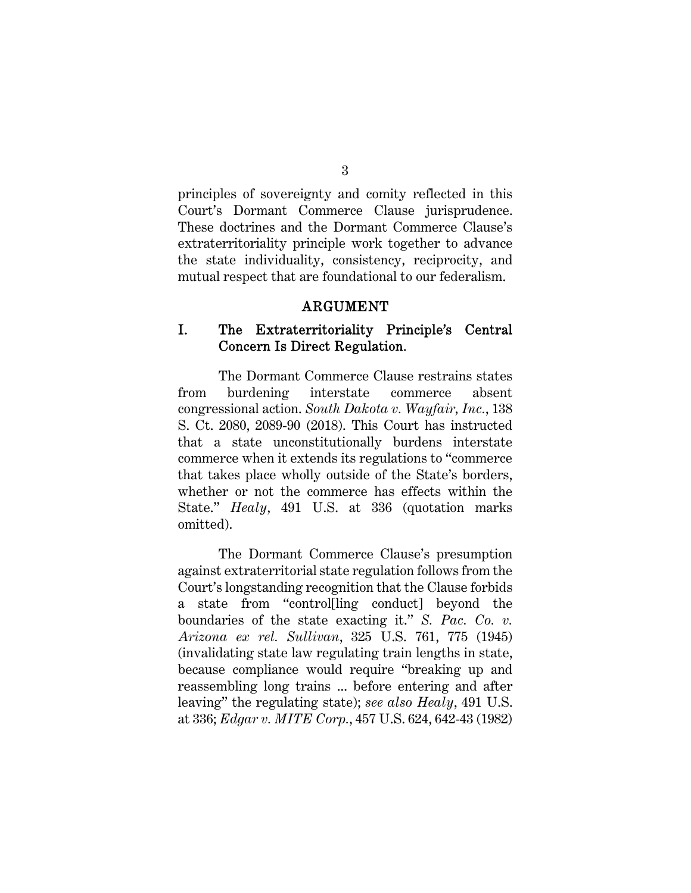principles of sovereignty and comity reflected in this Court's Dormant Commerce Clause jurisprudence. These doctrines and the Dormant Commerce Clause's extraterritoriality principle work together to advance the state individuality, consistency, reciprocity, and mutual respect that are foundational to our federalism.

## ARGUMENT

### I. The Extraterritoriality Principle's Central Concern Is Direct Regulation.

The Dormant Commerce Clause restrains states from burdening interstate commerce absent congressional action. *South Dakota v. Wayfair, Inc.*, 138 S. Ct. 2080, 2089-90 (2018). This Court has instructed that a state unconstitutionally burdens interstate commerce when it extends its regulations to "commerce that takes place wholly outside of the State's borders, whether or not the commerce has effects within the State." *Healy*, 491 U.S. at 336 (quotation marks omitted).

The Dormant Commerce Clause's presumption against extraterritorial state regulation follows from the Court's longstanding recognition that the Clause forbids a state from "control[ling conduct] beyond the boundaries of the state exacting it." *S. Pac. Co. v. Arizona ex rel. Sullivan*, 325 U.S. 761, 775 (1945) (invalidating state law regulating train lengths in state, because compliance would require "breaking up and reassembling long trains ... before entering and after leaving" the regulating state); *see also Healy*, 491 U.S. at 336; *Edgar v. MITE Corp.*, 457 U.S. 624, 642-43 (1982)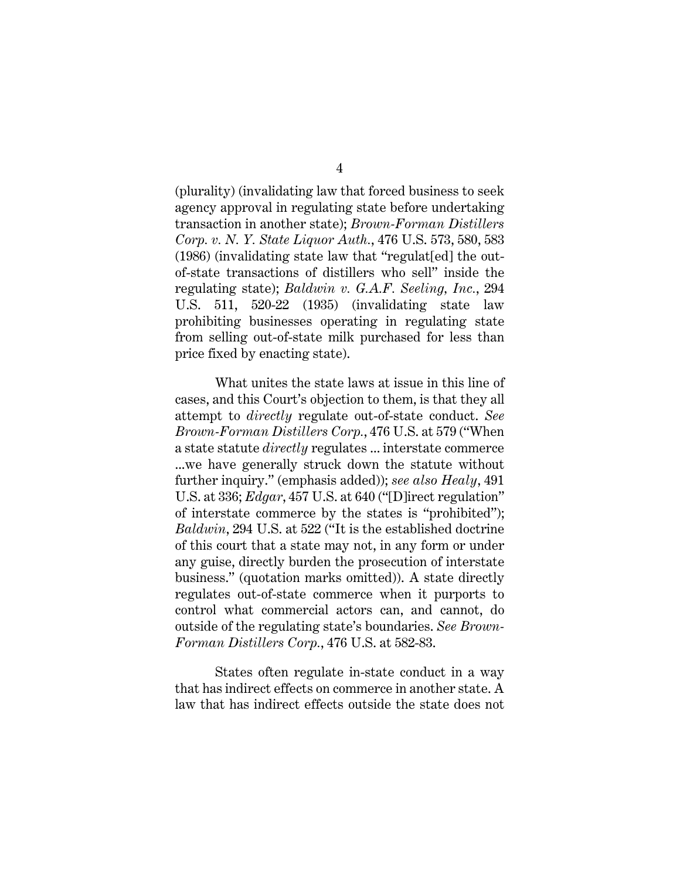(plurality) (invalidating law that forced business to seek agency approval in regulating state before undertaking transaction in another state); *Brown-Forman Distillers Corp. v. N. Y. State Liquor Auth.*, 476 U.S. 573, 580, 583 (1986) (invalidating state law that "regulat[ed] the out-of-state transactions of distillers who sell" inside the regulating state); *Baldwin v. G.A.F. Seeling, Inc.*, 294 U.S. 511, 520-22 (1935) (invalidating state law prohibiting businesses operating in regulating state from selling out-of-state milk purchased for less than price fixed by enacting state).

What unites the state laws at issue in this line of cases, and this Court's objection to them, is that they all attempt to *directly* regulate out-of-state conduct. *See Brown-Forman Distillers Corp.*, 476 U.S. at 579 ("When a state statute *directly* regulates ... interstate commerce ...we have generally struck down the statute without further inquiry." (emphasis added)); *see also Healy*, 491 U.S. at 336; *Edgar*, 457 U.S. at 640 ("[D]irect regulation" of interstate commerce by the states is "prohibited"); *Baldwin*, 294 U.S. at 522 ("It is the established doctrine of this court that a state may not, in any form or under any guise, directly burden the prosecution of interstate business." (quotation marks omitted)). A state directly regulates out-of-state commerce when it purports to control what commercial actors can, and cannot, do outside of the regulating state's boundaries. *See Brown-Forman Distillers Corp.*, 476 U.S. at 582-83.

States often regulate in-state conduct in a way that has indirect effects on commerce in another state. A law that has indirect effects outside the state does not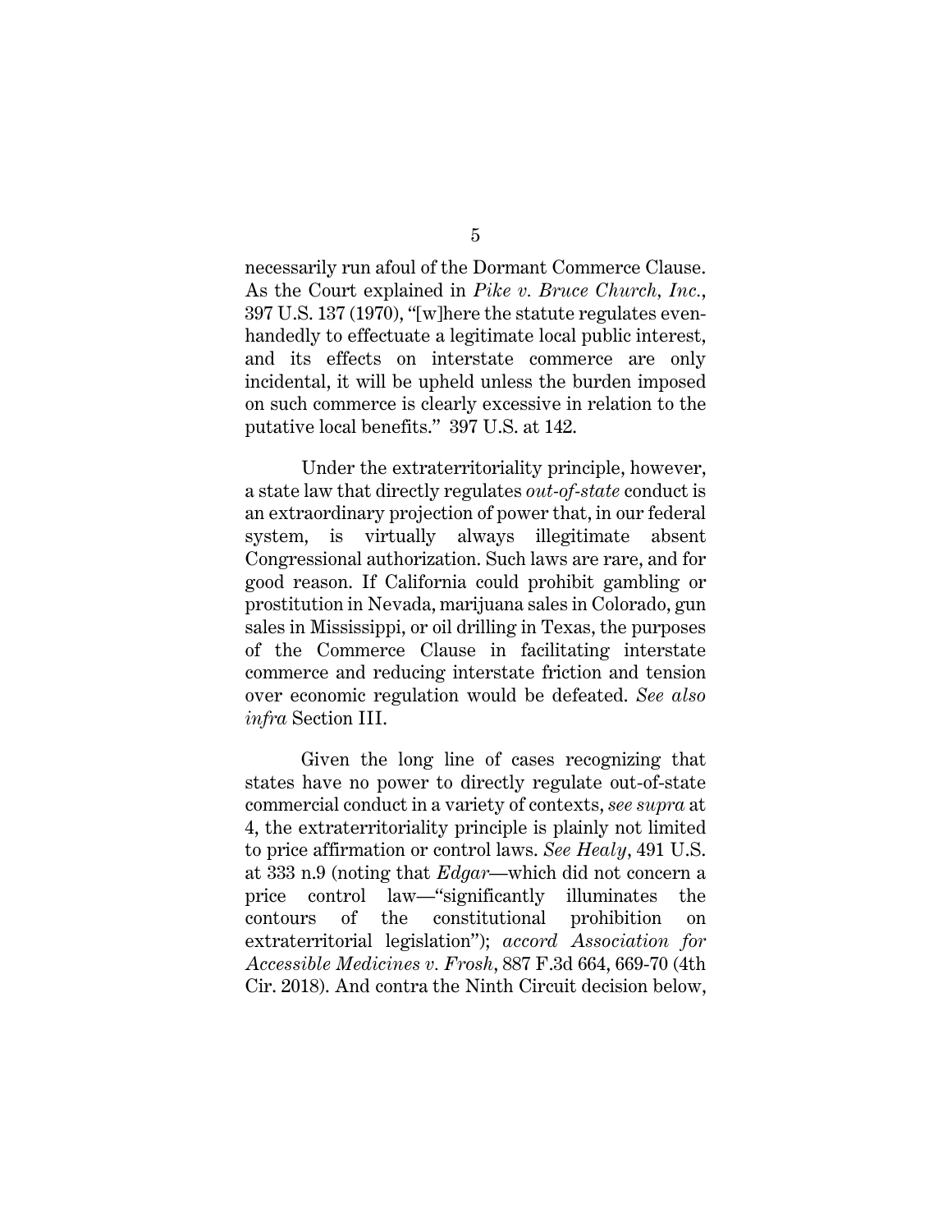necessarily run afoul of the Dormant Commerce Clause. As the Court explained in *Pike v. Bruce Church, Inc.*, 397 U.S. 137 (1970), "[w]here the statute regulates even-handedly to effectuate a legitimate local public interest, and its effects on interstate commerce are only incidental, it will be upheld unless the burden imposed on such commerce is clearly excessive in relation to the putative local benefits." 397 U.S. at 142.

Under the extraterritoriality principle, however, a state law that directly regulates *out-of-state* conduct is an extraordinary projection of power that, in our federal system, is virtually always illegitimate absent Congressional authorization. Such laws are rare, and for good reason. If California could prohibit gambling or prostitution in Nevada, marijuana sales in Colorado, gun sales in Mississippi, or oil drilling in Texas, the purposes of the Commerce Clause in facilitating interstate commerce and reducing interstate friction and tension over economic regulation would be defeated. *See also infra* Section III.

Given the long line of cases recognizing that states have no power to directly regulate out-of-state commercial conduct in a variety of contexts, *see supra* at 4, the extraterritoriality principle is plainly not limited to price affirmation or control laws. *See Healy*, 491 U.S. at 333 n.9 (noting that *Edgar*—which did not concern a price control law—"significantly illuminates the contours of the constitutional prohibition on extraterritorial legislation"); *accord Association for Accessible Medicines v. Frosh*, 887 F.3d 664, 669-70 (4th Cir. 2018). And contra the Ninth Circuit decision below,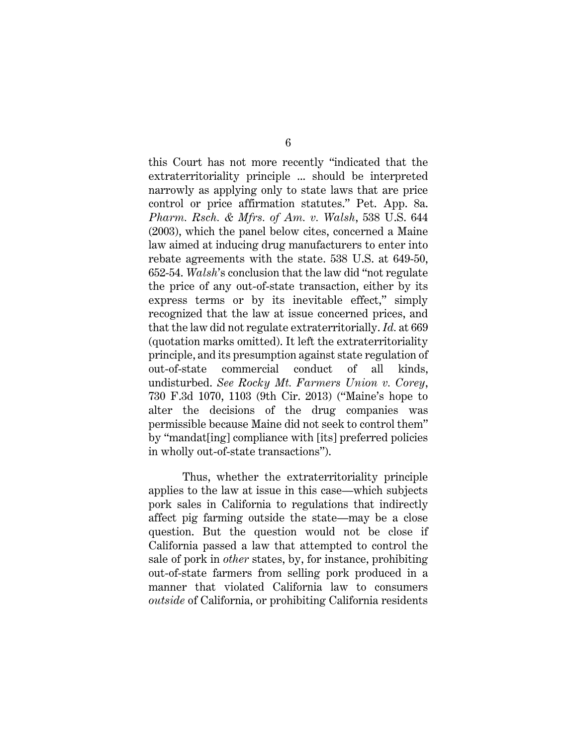this Court has not more recently "indicated that the extraterritoriality principle ... should be interpreted narrowly as applying only to state laws that are price control or price affirmation statutes." Pet. App. 8a. *Pharm. Rsch. & Mfrs. of Am. v. Walsh*, 538 U.S. 644 (2003), which the panel below cites, concerned a Maine law aimed at inducing drug manufacturers to enter into rebate agreements with the state. 538 U.S. at 649-50, 652-54. *Walsh*'s conclusion that the law did "not regulate the price of any out-of-state transaction, either by its express terms or by its inevitable effect," simply recognized that the law at issue concerned prices, and that the law did not regulate extraterritorially. *Id.* at 669 (quotation marks omitted). It left the extraterritoriality principle, and its presumption against state regulation of out-of-state commercial conduct of all kinds, undisturbed. *See Rocky Mt. Farmers Union v. Corey*, 730 F.3d 1070, 1103 (9th Cir. 2013) ("Maine's hope to alter the decisions of the drug companies was permissible because Maine did not seek to control them" by "mandat[ing] compliance with [its] preferred policies in wholly out-of-state transactions").

Thus, whether the extraterritoriality principle applies to the law at issue in this case—which subjects pork sales in California to regulations that indirectly affect pig farming outside the state—may be a close question. But the question would not be close if California passed a law that attempted to control the sale of pork in *other* states, by, for instance, prohibiting out-of-state farmers from selling pork produced in a manner that violated California law to consumers *outside* of California, or prohibiting California residents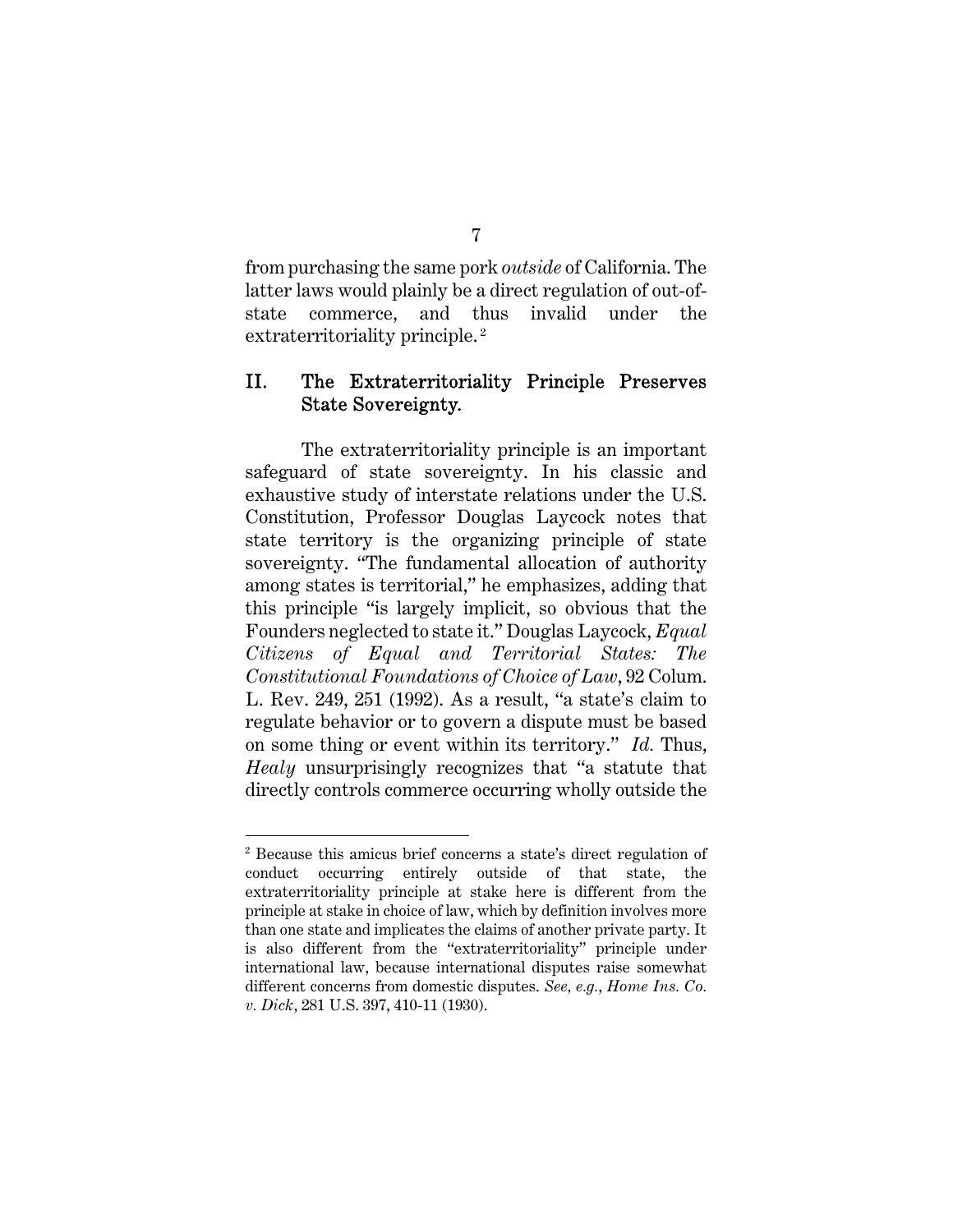from purchasing the same pork *outside* of California. The latter laws would plainly be a direct regulation of out-of-state commerce, and thus invalid under the extraterritoriality principle.[2]

## II. The Extraterritoriality Principle Preserves State Sovereignty.

The extraterritoriality principle is an important safeguard of state sovereignty. In his classic and exhaustive study of interstate relations under the U.S. Constitution, Professor Douglas Laycock notes that state territory is the organizing principle of state sovereignty. "The fundamental allocation of authority among states is territorial," he emphasizes, adding that this principle "is largely implicit, so obvious that the Founders neglected to state it." Douglas Laycock, *Equal Citizens of Equal and Territorial States: The Constitutional Foundations of Choice of Law*, 92 Colum. L. Rev. 249, 251 (1992). As a result, "a state's claim to regulate behavior or to govern a dispute must be based on some thing or event within its territory." *Id.* Thus, *Healy* unsurprisingly recognizes that "a statute that directly controls commerce occurring wholly outside the

---

[2] Because this amicus brief concerns a state's direct regulation of conduct occurring entirely outside of that state, the extraterritoriality principle at stake here is different from the principle at stake in choice of law, which by definition involves more than one state and implicates the claims of another private party. It is also different from the "extraterritoriality" principle under international law, because international disputes raise somewhat different concerns from domestic disputes. *See, e.g.*, *Home Ins. Co. v. Dick*, 281 U.S. 397, 410-11 (1930).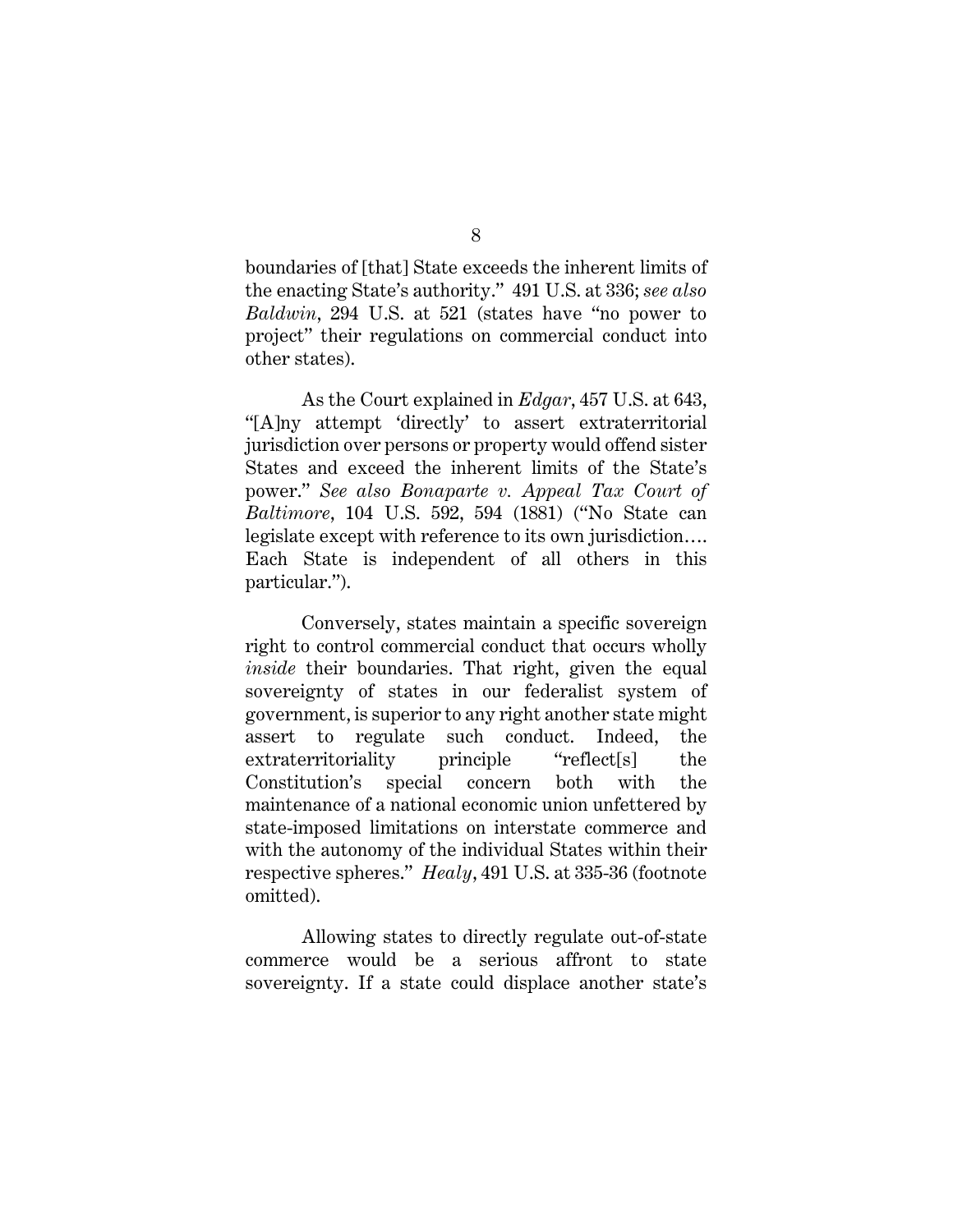boundaries of [that] State exceeds the inherent limits of the enacting State's authority." 491 U.S. at 336; *see also Baldwin*, 294 U.S. at 521 (states have "no power to project" their regulations on commercial conduct into other states).

As the Court explained in *Edgar*, 457 U.S. at 643, "[A]ny attempt 'directly' to assert extraterritorial jurisdiction over persons or property would offend sister States and exceed the inherent limits of the State's power." *See also Bonaparte v. Appeal Tax Court of Baltimore*, 104 U.S. 592, 594 (1881) ("No State can legislate except with reference to its own jurisdiction.... Each State is independent of all others in this particular.").

Conversely, states maintain a specific sovereign right to control commercial conduct that occurs wholly *inside* their boundaries. That right, given the equal sovereignty of states in our federalist system of government, is superior to any right another state might assert to regulate such conduct. Indeed, the extraterritoriality principle "reflect[s] the Constitution's special concern both with the maintenance of a national economic union unfettered by state-imposed limitations on interstate commerce and with the autonomy of the individual States within their respective spheres." *Healy*, 491 U.S. at 335-36 (footnote omitted).

Allowing states to directly regulate out-of-state commerce would be a serious affront to state sovereignty. If a state could displace another state's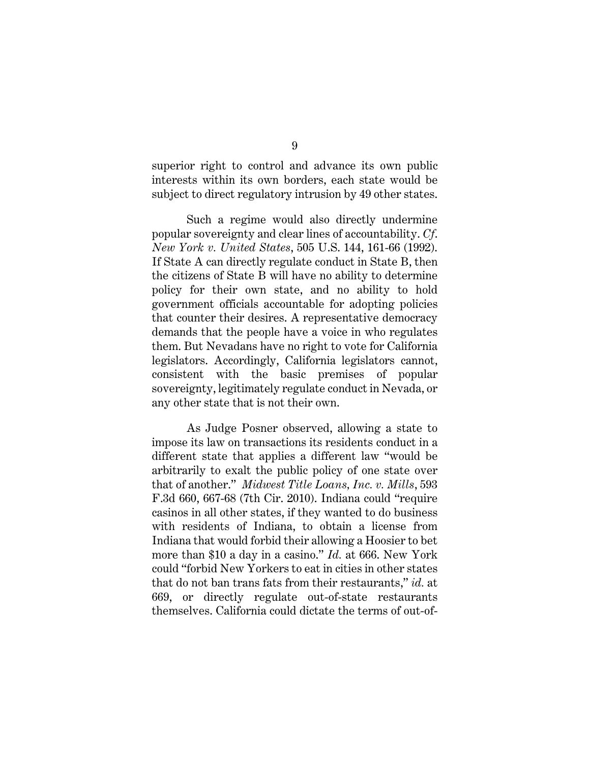superior right to control and advance its own public interests within its own borders, each state would be subject to direct regulatory intrusion by 49 other states.

Such a regime would also directly undermine popular sovereignty and clear lines of accountability. *Cf. New York v. United States*, 505 U.S. 144, 161-66 (1992). If State A can directly regulate conduct in State B, then the citizens of State B will have no ability to determine policy for their own state, and no ability to hold government officials accountable for adopting policies that counter their desires. A representative democracy demands that the people have a voice in who regulates them. But Nevadans have no right to vote for California legislators. Accordingly, California legislators cannot, consistent with the basic premises of popular sovereignty, legitimately regulate conduct in Nevada, or any other state that is not their own.

As Judge Posner observed, allowing a state to impose its law on transactions its residents conduct in a different state that applies a different law "would be arbitrarily to exalt the public policy of one state over that of another." *Midwest Title Loans, Inc. v. Mills*, 593 F.3d 660, 667-68 (7th Cir. 2010). Indiana could "require casinos in all other states, if they wanted to do business with residents of Indiana, to obtain a license from Indiana that would forbid their allowing a Hoosier to bet more than $10 a day in a casino." *Id.* at 666. New York could "forbid New Yorkers to eat in cities in other states that do not ban trans fats from their restaurants," *id.* at 669, or directly regulate out-of-state restaurants themselves. California could dictate the terms of out-of-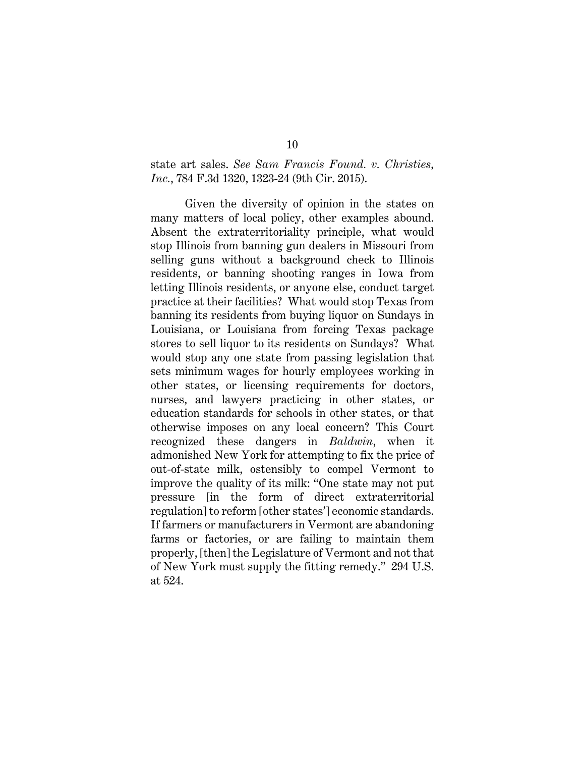state art sales. *See Sam Francis Found. v. Christies, Inc.*, 784 F.3d 1320, 1323-24 (9th Cir. 2015).

Given the diversity of opinion in the states on many matters of local policy, other examples abound. Absent the extraterritoriality principle, what would stop Illinois from banning gun dealers in Missouri from selling guns without a background check to Illinois residents, or banning shooting ranges in Iowa from letting Illinois residents, or anyone else, conduct target practice at their facilities? What would stop Texas from banning its residents from buying liquor on Sundays in Louisiana, or Louisiana from forcing Texas package stores to sell liquor to its residents on Sundays? What would stop any one state from passing legislation that sets minimum wages for hourly employees working in other states, or licensing requirements for doctors, nurses, and lawyers practicing in other states, or education standards for schools in other states, or that otherwise imposes on any local concern? This Court recognized these dangers in *Baldwin*, when it admonished New York for attempting to fix the price of out-of-state milk, ostensibly to compel Vermont to improve the quality of its milk: "One state may not put pressure [in the form of direct extraterritorial regulation] to reform [other states'] economic standards. If farmers or manufacturers in Vermont are abandoning farms or factories, or are failing to maintain them properly, [then] the Legislature of Vermont and not that of New York must supply the fitting remedy." 294 U.S. at 524.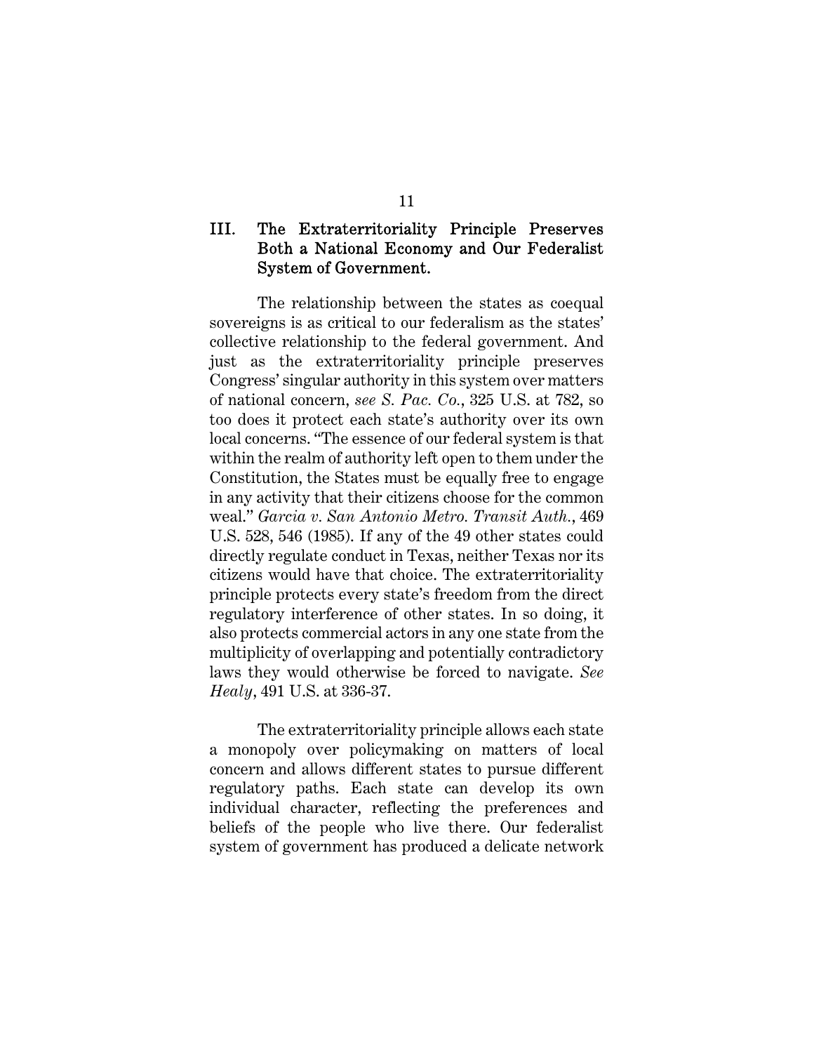## III. The Extraterritoriality Principle Preserves Both a National Economy and Our Federalist System of Government.

The relationship between the states as coequal sovereigns is as critical to our federalism as the states' collective relationship to the federal government. And just as the extraterritoriality principle preserves Congress' singular authority in this system over matters of national concern, *see S. Pac. Co.*, 325 U.S. at 782, so too does it protect each state's authority over its own local concerns. "The essence of our federal system is that within the realm of authority left open to them under the Constitution, the States must be equally free to engage in any activity that their citizens choose for the common weal." *Garcia v. San Antonio Metro. Transit Auth.*, 469 U.S. 528, 546 (1985). If any of the 49 other states could directly regulate conduct in Texas, neither Texas nor its citizens would have that choice. The extraterritoriality principle protects every state's freedom from the direct regulatory interference of other states. In so doing, it also protects commercial actors in any one state from the multiplicity of overlapping and potentially contradictory laws they would otherwise be forced to navigate. *See Healy*, 491 U.S. at 336-37.

The extraterritoriality principle allows each state a monopoly over policymaking on matters of local concern and allows different states to pursue different regulatory paths. Each state can develop its own individual character, reflecting the preferences and beliefs of the people who live there. Our federalist system of government has produced a delicate network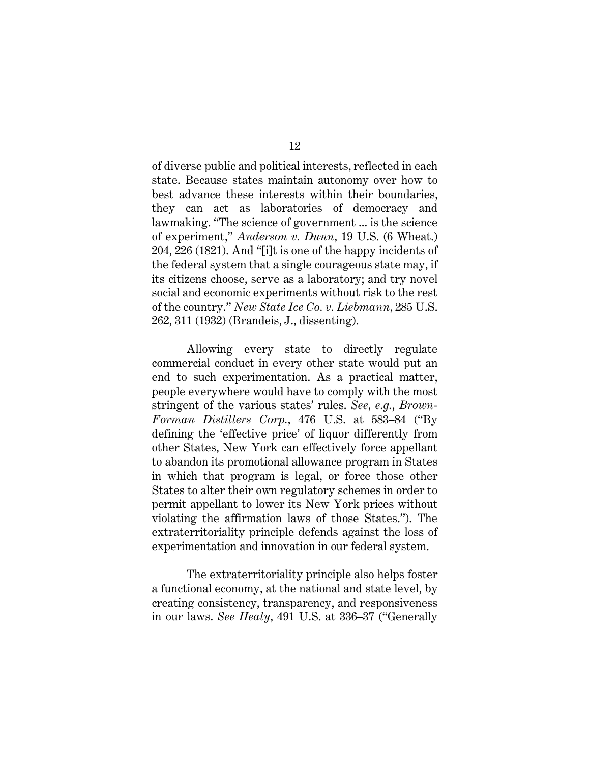of diverse public and political interests, reflected in each state. Because states maintain autonomy over how to best advance these interests within their boundaries, they can act as laboratories of democracy and lawmaking. "The science of government ... is the science of experiment," *Anderson v. Dunn*, 19 U.S. (6 Wheat.) 204, 226 (1821). And "[i]t is one of the happy incidents of the federal system that a single courageous state may, if its citizens choose, serve as a laboratory; and try novel social and economic experiments without risk to the rest of the country." *New State Ice Co. v. Liebmann*, 285 U.S. 262, 311 (1932) (Brandeis, J., dissenting).

Allowing every state to directly regulate commercial conduct in every other state would put an end to such experimentation. As a practical matter, people everywhere would have to comply with the most stringent of the various states' rules. *See, e.g.*, *Brown-Forman Distillers Corp.*, 476 U.S. at 583–84 ("By defining the 'effective price' of liquor differently from other States, New York can effectively force appellant to abandon its promotional allowance program in States in which that program is legal, or force those other States to alter their own regulatory schemes in order to permit appellant to lower its New York prices without violating the affirmation laws of those States."). The extraterritoriality principle defends against the loss of experimentation and innovation in our federal system.

The extraterritoriality principle also helps foster a functional economy, at the national and state level, by creating consistency, transparency, and responsiveness in our laws. *See Healy*, 491 U.S. at 336–37 ("Generally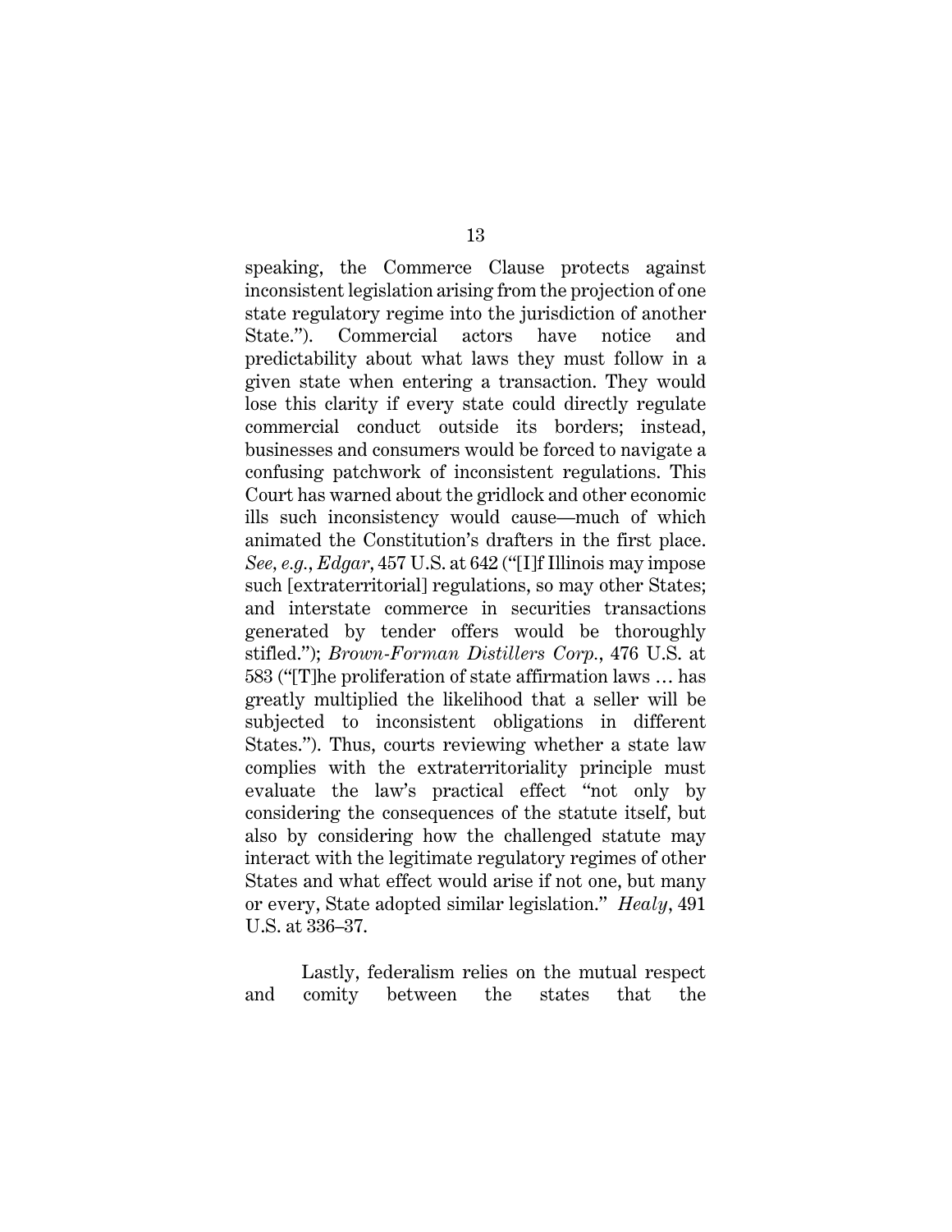speaking, the Commerce Clause protects against inconsistent legislation arising from the projection of one state regulatory regime into the jurisdiction of another State."). Commercial actors have notice and predictability about what laws they must follow in a given state when entering a transaction. They would lose this clarity if every state could directly regulate commercial conduct outside its borders; instead, businesses and consumers would be forced to navigate a confusing patchwork of inconsistent regulations. This Court has warned about the gridlock and other economic ills such inconsistency would cause—much of which animated the Constitution's drafters in the first place. *See, e.g.*, *Edgar*, 457 U.S. at 642 ("[I]f Illinois may impose such [extraterritorial] regulations, so may other States; and interstate commerce in securities transactions generated by tender offers would be thoroughly stifled."); *Brown-Forman Distillers Corp.*, 476 U.S. at 583 ("[T]he proliferation of state affirmation laws … has greatly multiplied the likelihood that a seller will be subjected to inconsistent obligations in different States."). Thus, courts reviewing whether a state law complies with the extraterritoriality principle must evaluate the law's practical effect "not only by considering the consequences of the statute itself, but also by considering how the challenged statute may interact with the legitimate regulatory regimes of other States and what effect would arise if not one, but many or every, State adopted similar legislation." *Healy*, 491 U.S. at 336–37.

Lastly, federalism relies on the mutual respect and comity between the states that the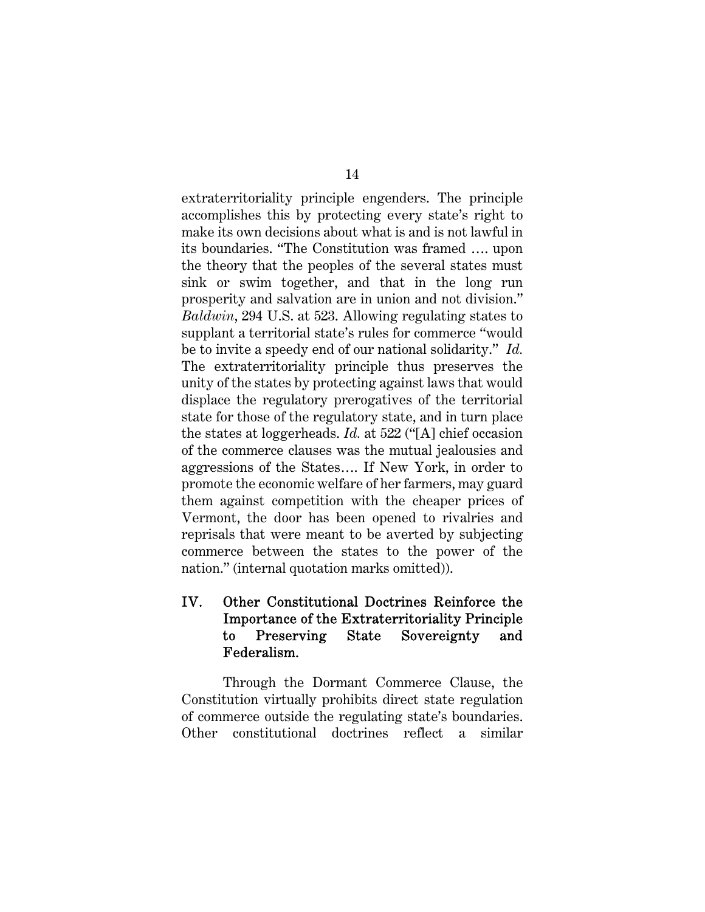extraterritoriality principle engenders. The principle accomplishes this by protecting every state's right to make its own decisions about what is and is not lawful in its boundaries. "The Constitution was framed …. upon the theory that the peoples of the several states must sink or swim together, and that in the long run prosperity and salvation are in union and not division." *Baldwin*, 294 U.S. at 523. Allowing regulating states to supplant a territorial state's rules for commerce "would be to invite a speedy end of our national solidarity." *Id.* The extraterritoriality principle thus preserves the unity of the states by protecting against laws that would displace the regulatory prerogatives of the territorial state for those of the regulatory state, and in turn place the states at loggerheads. *Id.* at 522 ("[A] chief occasion of the commerce clauses was the mutual jealousies and aggressions of the States…. If New York, in order to promote the economic welfare of her farmers, may guard them against competition with the cheaper prices of Vermont, the door has been opened to rivalries and reprisals that were meant to be averted by subjecting commerce between the states to the power of the nation." (internal quotation marks omitted)).

## IV. Other Constitutional Doctrines Reinforce the Importance of the Extraterritoriality Principle to Preserving State Sovereignty and Federalism.

Through the Dormant Commerce Clause, the Constitution virtually prohibits direct state regulation of commerce outside the regulating state's boundaries. Other constitutional doctrines reflect a similar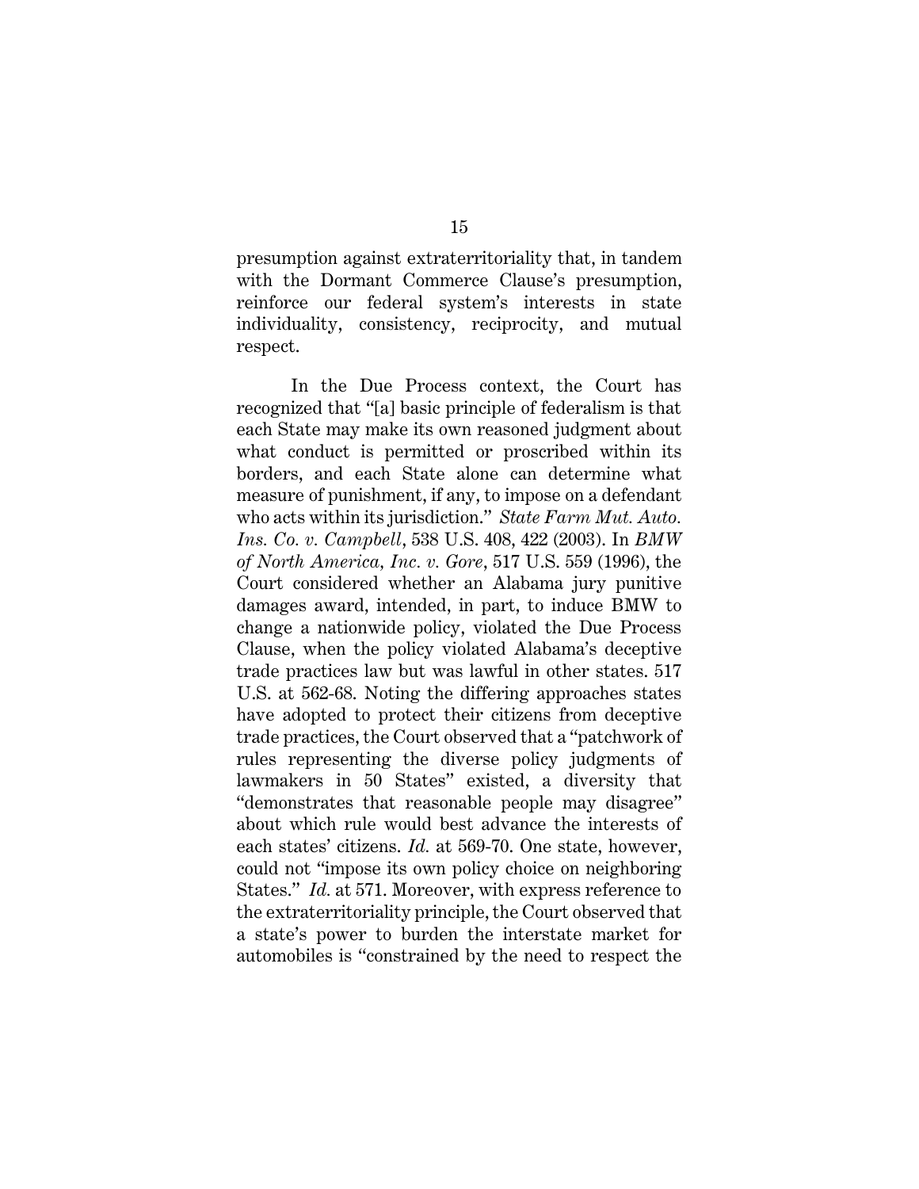presumption against extraterritoriality that, in tandem with the Dormant Commerce Clause's presumption, reinforce our federal system's interests in state individuality, consistency, reciprocity, and mutual respect.

In the Due Process context, the Court has recognized that "[a] basic principle of federalism is that each State may make its own reasoned judgment about what conduct is permitted or proscribed within its borders, and each State alone can determine what measure of punishment, if any, to impose on a defendant who acts within its jurisdiction." *State Farm Mut. Auto. Ins. Co. v. Campbell*, 538 U.S. 408, 422 (2003). In *BMW of North America, Inc. v. Gore*, 517 U.S. 559 (1996), the Court considered whether an Alabama jury punitive damages award, intended, in part, to induce BMW to change a nationwide policy, violated the Due Process Clause, when the policy violated Alabama's deceptive trade practices law but was lawful in other states. 517 U.S. at 562-68. Noting the differing approaches states have adopted to protect their citizens from deceptive trade practices, the Court observed that a "patchwork of rules representing the diverse policy judgments of lawmakers in 50 States" existed, a diversity that "demonstrates that reasonable people may disagree" about which rule would best advance the interests of each states' citizens. *Id.* at 569-70. One state, however, could not "impose its own policy choice on neighboring States." *Id.* at 571. Moreover, with express reference to the extraterritoriality principle, the Court observed that a state's power to burden the interstate market for automobiles is "constrained by the need to respect the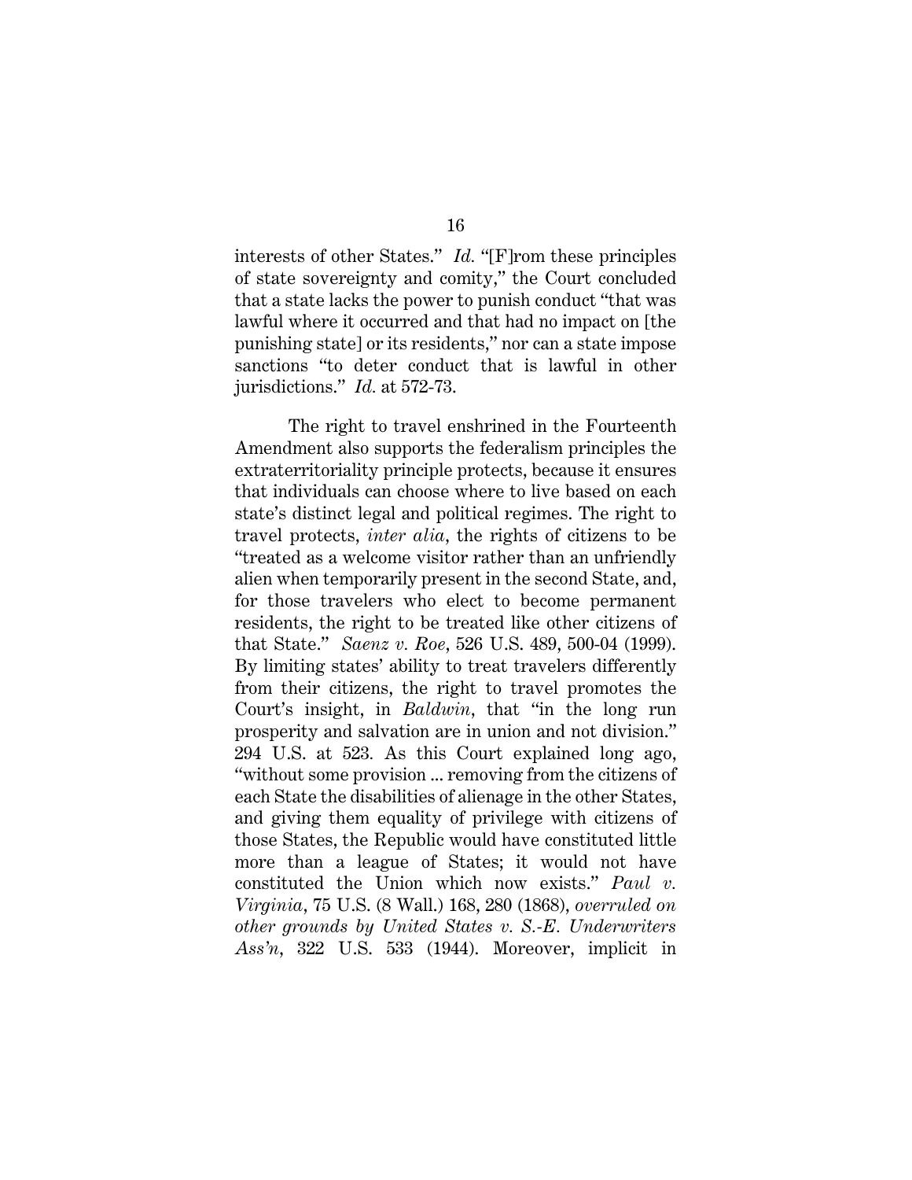interests of other States." *Id.* "[F]rom these principles of state sovereignty and comity," the Court concluded that a state lacks the power to punish conduct "that was lawful where it occurred and that had no impact on [the punishing state] or its residents," nor can a state impose sanctions "to deter conduct that is lawful in other jurisdictions." *Id.* at 572-73.

The right to travel enshrined in the Fourteenth Amendment also supports the federalism principles the extraterritoriality principle protects, because it ensures that individuals can choose where to live based on each state's distinct legal and political regimes. The right to travel protects, *inter alia*, the rights of citizens to be "treated as a welcome visitor rather than an unfriendly alien when temporarily present in the second State, and, for those travelers who elect to become permanent residents, the right to be treated like other citizens of that State." *Saenz v. Roe*, 526 U.S. 489, 500-04 (1999). By limiting states' ability to treat travelers differently from their citizens, the right to travel promotes the Court's insight, in *Baldwin*, that "in the long run prosperity and salvation are in union and not division." 294 U.S. at 523. As this Court explained long ago, "without some provision ... removing from the citizens of each State the disabilities of alienage in the other States, and giving them equality of privilege with citizens of those States, the Republic would have constituted little more than a league of States; it would not have constituted the Union which now exists." *Paul v. Virginia*, 75 U.S. (8 Wall.) 168, 280 (1868), *overruled on other grounds by United States v. S.-E. Underwriters Ass'n*, 322 U.S. 533 (1944). Moreover, implicit in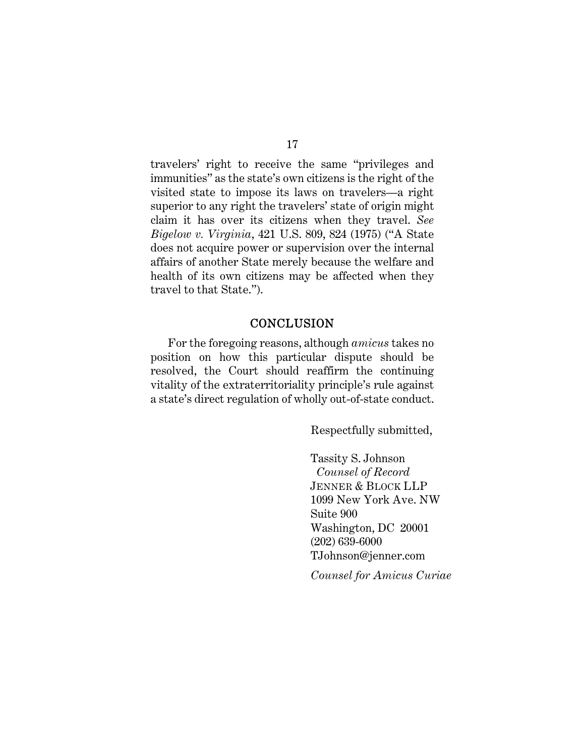travelers' right to receive the same "privileges and immunities" as the state's own citizens is the right of the visited state to impose its laws on travelers—a right superior to any right the travelers' state of origin might claim it has over its citizens when they travel. *See Bigelow v. Virginia*, 421 U.S. 809, 824 (1975) ("A State does not acquire power or supervision over the internal affairs of another State merely because the welfare and health of its own citizens may be affected when they travel to that State.").

## CONCLUSION

For the foregoing reasons, although *amicus* takes no position on how this particular dispute should be resolved, the Court should reaffirm the continuing vitality of the extraterritoriality principle's rule against a state's direct regulation of wholly out-of-state conduct.

Respectfully submitted,

Tassity S. Johnson
*Counsel of Record*
JENNER & BLOCK LLP
1099 New York Ave. NW
Suite 900
Washington, DC 20001
(202) 639-6000
TJohnson@jenner.com

*Counsel for Amicus Curiae*